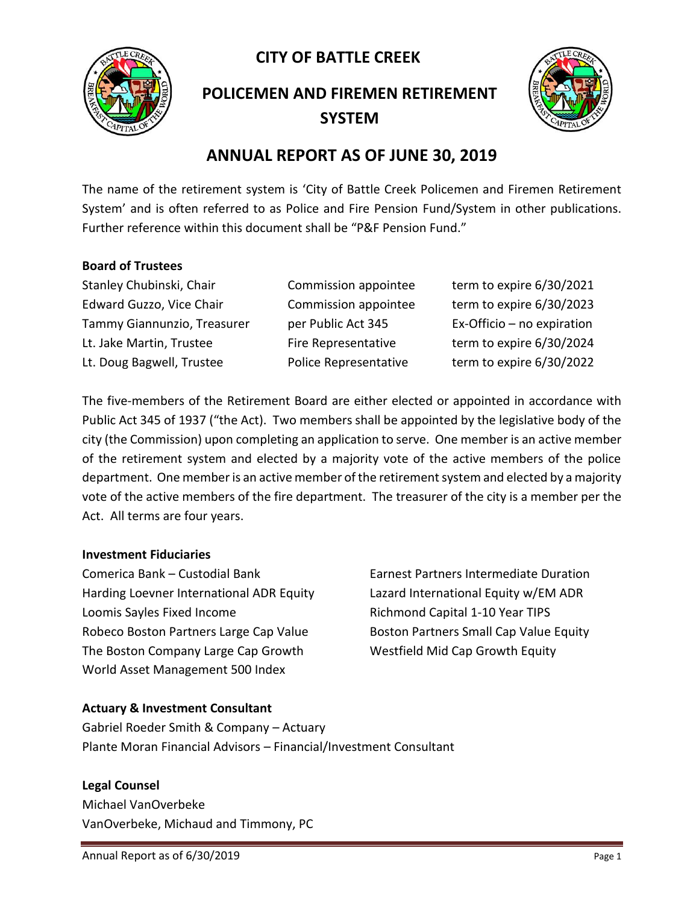# CITY OF BATTLE CREEK

## POLICEMEN AND FIREMEN RETIREMENT SYSTEM

## ANNUAL REPORT AS OF JUNE 30, 2019

The name of the retirement system is 'City of Battle Creek Policemen and Firemen Retirement System' and is often referred to as Police and Fire Pension Fund/System in other publications. Further reference within this document shall be "P&F Pension Fund."

**Board of Trustees**

| | | |
|---|---|---|
| Stanley Chubinski, Chair | Commission appointee | term to expire 6/30/2021 |
| Edward Guzzo, Vice Chair | Commission appointee | term to expire 6/30/2023 |
| Tammy Giannunzio, Treasurer | per Public Act 345 | Ex-Officio – no expiration |
| Lt. Jake Martin, Trustee | Fire Representative | term to expire 6/30/2024 |
| Lt. Doug Bagwell, Trustee | Police Representative | term to expire 6/30/2022 |

The five-members of the Retirement Board are either elected or appointed in accordance with Public Act 345 of 1937 ("the Act). Two members shall be appointed by the legislative body of the city (the Commission) upon completing an application to serve. One member is an active member of the retirement system and elected by a majority vote of the active members of the police department. One member is an active member of the retirement system and elected by a majority vote of the active members of the fire department. The treasurer of the city is a member per the Act. All terms are four years.

**Investment Fiduciaries**

Comerica Bank – Custodial Bank
Harding Loevner International ADR Equity
Loomis Sayles Fixed Income
Robeco Boston Partners Large Cap Value
The Boston Company Large Cap Growth
World Asset Management 500 Index
Earnest Partners Intermediate Duration
Lazard International Equity w/EM ADR
Richmond Capital 1-10 Year TIPS
Boston Partners Small Cap Value Equity
Westfield Mid Cap Growth Equity

**Actuary & Investment Consultant**

Gabriel Roeder Smith & Company – Actuary
Plante Moran Financial Advisors – Financial/Investment Consultant

**Legal Counsel**

Michael VanOverbeke
VanOverbeke, Michaud and Timmony, PC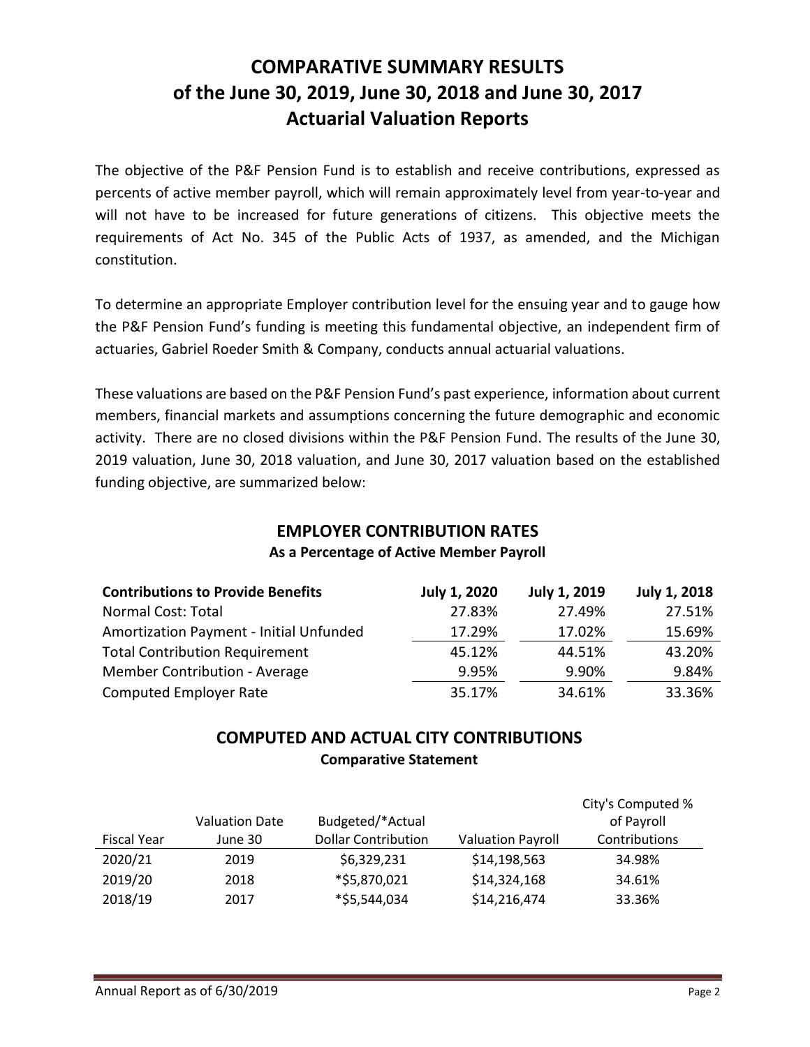# COMPARATIVE SUMMARY RESULTS of the June 30, 2019, June 30, 2018 and June 30, 2017 Actuarial Valuation Reports

The objective of the P&F Pension Fund is to establish and receive contributions, expressed as percents of active member payroll, which will remain approximately level from year-to-year and will not have to be increased for future generations of citizens. This objective meets the requirements of Act No. 345 of the Public Acts of 1937, as amended, and the Michigan constitution.

To determine an appropriate Employer contribution level for the ensuing year and to gauge how the P&F Pension Fund's funding is meeting this fundamental objective, an independent firm of actuaries, Gabriel Roeder Smith & Company, conducts annual actuarial valuations.

These valuations are based on the P&F Pension Fund's past experience, information about current members, financial markets and assumptions concerning the future demographic and economic activity. There are no closed divisions within the P&F Pension Fund. The results of the June 30, 2019 valuation, June 30, 2018 valuation, and June 30, 2017 valuation based on the established funding objective, are summarized below:

## EMPLOYER CONTRIBUTION RATES

**As a Percentage of Active Member Payroll**

| **Contributions to Provide Benefits** | **July 1, 2020** | **July 1, 2019** | **July 1, 2018** |
|---|---|---|---|
| Normal Cost: Total | 27.83% | 27.49% | 27.51% |
| Amortization Payment - Initial Unfunded | 17.29% | 17.02% | 15.69% |
| Total Contribution Requirement | 45.12% | 44.51% | 43.20% |
| Member Contribution - Average | 9.95% | 9.90% | 9.84% |
| Computed Employer Rate | 35.17% | 34.61% | 33.36% |

## COMPUTED AND ACTUAL CITY CONTRIBUTIONS

**Comparative Statement**

| Fiscal Year | Valuation Date June 30 | Budgeted/*Actual Dollar Contribution | Valuation Payroll | City's Computed % of Payroll Contributions |
|---|---|---|---|---|
| 2020/21 | 2019 | $6,329,231 | $14,198,563 | 34.98% |
| 2019/20 | 2018 | *$5,870,021 | $14,324,168 | 34.61% |
| 2018/19 | 2017 | *$5,544,034 | $14,216,474 | 33.36% |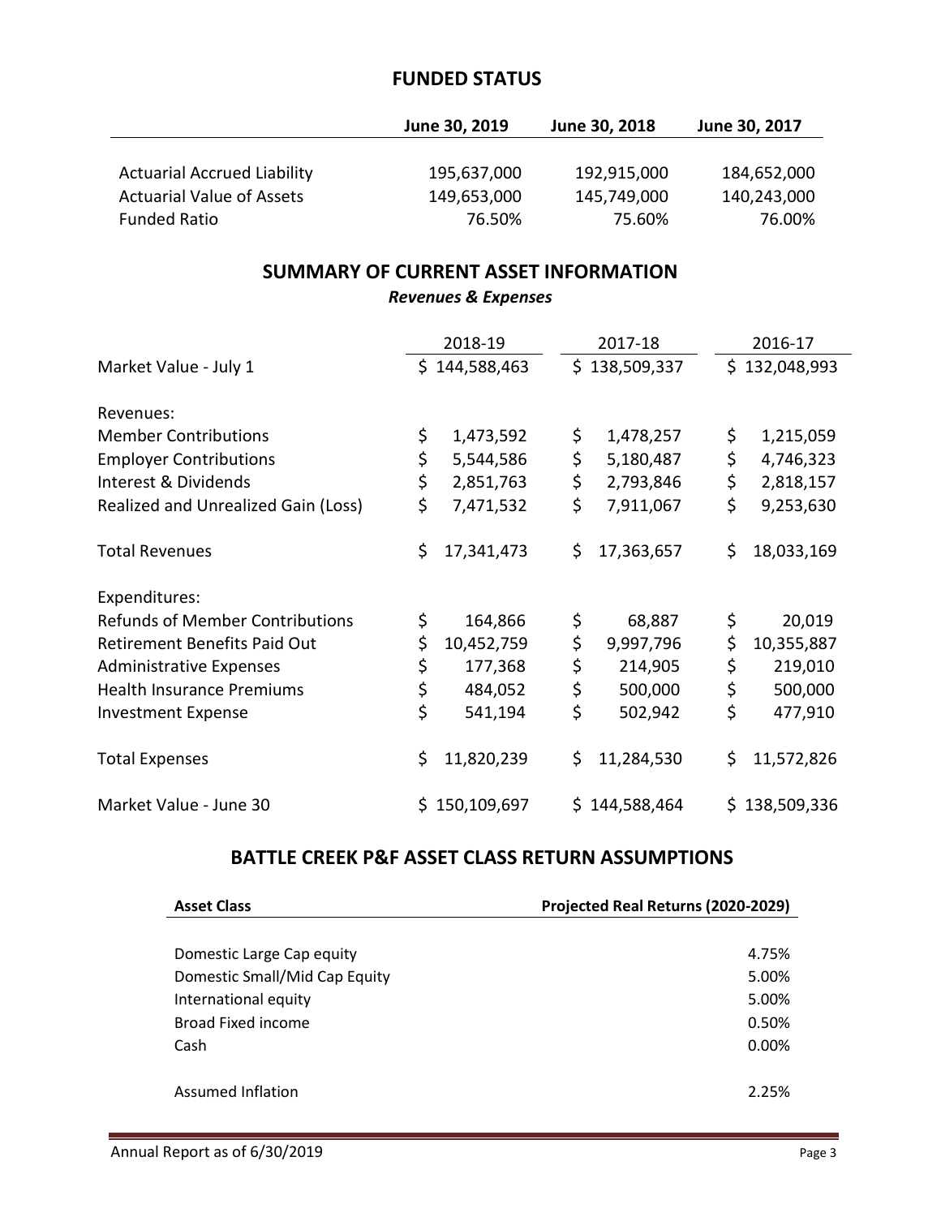## FUNDED STATUS

| | June 30, 2019 | June 30, 2018 | June 30, 2017 |
|---|---|---|---|
| Actuarial Accrued Liability | 195,637,000 | 192,915,000 | 184,652,000 |
| Actuarial Value of Assets | 149,653,000 | 145,749,000 | 140,243,000 |
| Funded Ratio | 76.50% | 75.60% | 76.00% |

## SUMMARY OF CURRENT ASSET INFORMATION

*Revenues & Expenses*

| | 2018-19 | 2017-18 | 2016-17 |
|---|---|---|---|
| Market Value - July 1 | $ 144,588,463 | $ 138,509,337 | $ 132,048,993 |
| | | | |
| Revenues: | | | |
| Member Contributions | $ 1,473,592 | $ 1,478,257 | $ 1,215,059 |
| Employer Contributions | $ 5,544,586 | $ 5,180,487 | $ 4,746,323 |
| Interest & Dividends | $ 2,851,763 | $ 2,793,846 | $ 2,818,157 |
| Realized and Unrealized Gain (Loss) | $ 7,471,532 | $ 7,911,067 | $ 9,253,630 |
| | | | |
| Total Revenues | $ 17,341,473 | $ 17,363,657 | $ 18,033,169 |
| | | | |
| Expenditures: | | | |
| Refunds of Member Contributions | $ 164,866 | $ 68,887 | $ 20,019 |
| Retirement Benefits Paid Out | $ 10,452,759 | $ 9,997,796 | $ 10,355,887 |
| Administrative Expenses | $ 177,368 | $ 214,905 | $ 219,010 |
| Health Insurance Premiums | $ 484,052 | $ 500,000 | $ 500,000 |
| Investment Expense | $ 541,194 | $ 502,942 | $ 477,910 |
| | | | |
| Total Expenses | $ 11,820,239 | $ 11,284,530 | $ 11,572,826 |
| | | | |
| Market Value - June 30 | $ 150,109,697 | $ 144,588,464 | $ 138,509,336 |

## BATTLE CREEK P&F ASSET CLASS RETURN ASSUMPTIONS

| Asset Class | Projected Real Returns (2020-2029) |
|---|---|
| Domestic Large Cap equity | 4.75% |
| Domestic Small/Mid Cap Equity | 5.00% |
| International equity | 5.00% |
| Broad Fixed income | 0.50% |
| Cash | 0.00% |
| | |
| Assumed Inflation | 2.25% |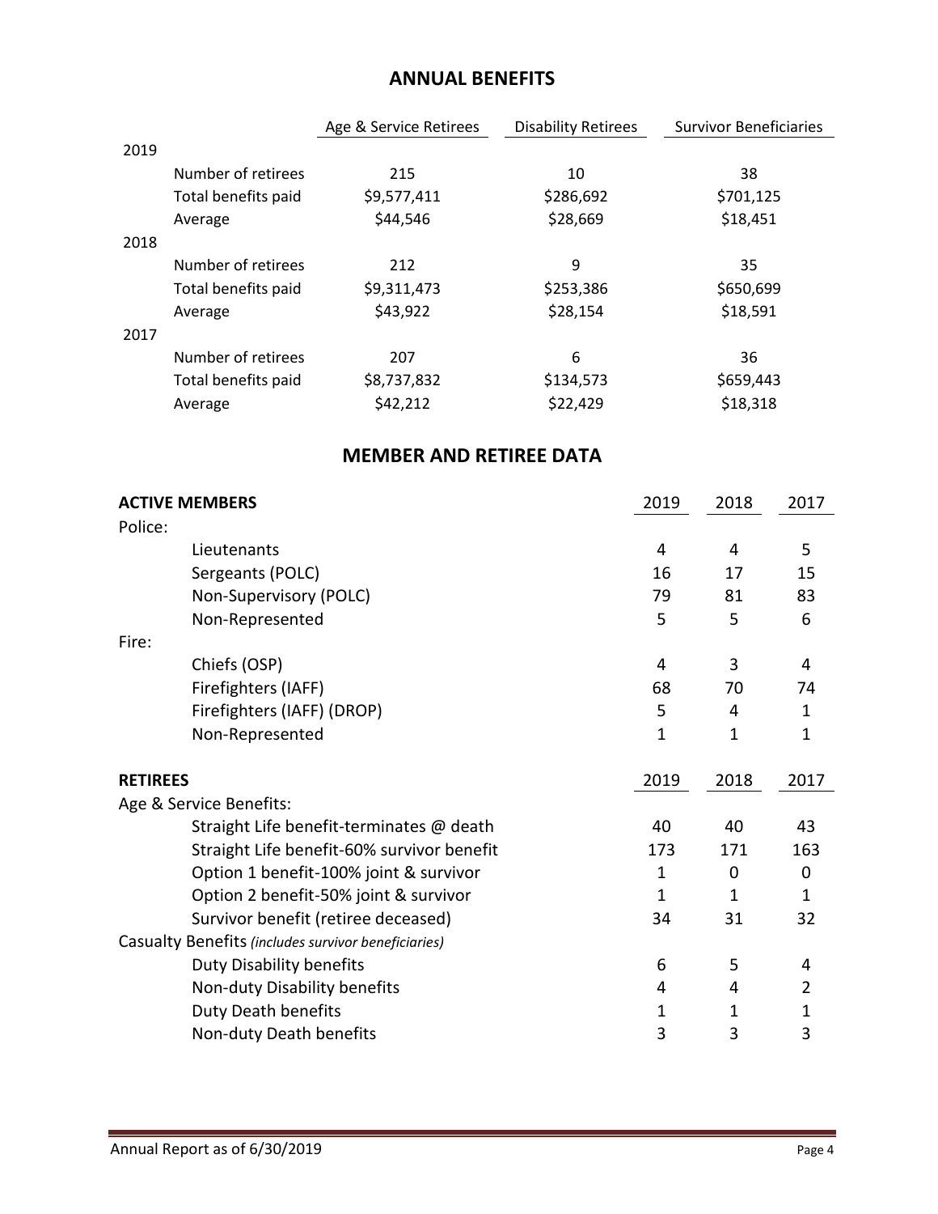## ANNUAL BENEFITS

| | Age & Service Retirees | Disability Retirees | Survivor Beneficiaries |
|---|---|---|---|
| **2019** | | | |
| Number of retirees | 215 | 10 | 38 |
| Total benefits paid | $9,577,411 | $286,692 | $701,125 |
| Average | $44,546 | $28,669 | $18,451 |
| **2018** | | | |
| Number of retirees | 212 | 9 | 35 |
| Total benefits paid | $9,311,473 | $253,386 | $650,699 |
| Average | $43,922 | $28,154 | $18,591 |
| **2017** | | | |
| Number of retirees | 207 | 6 | 36 |
| Total benefits paid | $8,737,832 | $134,573 | $659,443 |
| Average | $42,212 | $22,429 | $18,318 |

## MEMBER AND RETIREE DATA

| ACTIVE MEMBERS | 2019 | 2018 | 2017 |
|---|---|---|---|
| Police: | | | |
| Lieutenants | 4 | 4 | 5 |
| Sergeants (POLC) | 16 | 17 | 15 |
| Non-Supervisory (POLC) | 79 | 81 | 83 |
| Non-Represented | 5 | 5 | 6 |
| Fire: | | | |
| Chiefs (OSP) | 4 | 3 | 4 |
| Firefighters (IAFF) | 68 | 70 | 74 |
| Firefighters (IAFF) (DROP) | 5 | 4 | 1 |
| Non-Represented | 1 | 1 | 1 |

| RETIREES | 2019 | 2018 | 2017 |
|---|---|---|---|
| Age & Service Benefits: | | | |
| Straight Life benefit-terminates @ death | 40 | 40 | 43 |
| Straight Life benefit-60% survivor benefit | 173 | 171 | 163 |
| Option 1 benefit-100% joint & survivor | 1 | 0 | 0 |
| Option 2 benefit-50% joint & survivor | 1 | 1 | 1 |
| Survivor benefit (retiree deceased) | 34 | 31 | 32 |
| Casualty Benefits *(includes survivor beneficiaries)* | | | |
| Duty Disability benefits | 6 | 5 | 4 |
| Non-duty Disability benefits | 4 | 4 | 2 |
| Duty Death benefits | 1 | 1 | 1 |
| Non-duty Death benefits | 3 | 3 | 3 |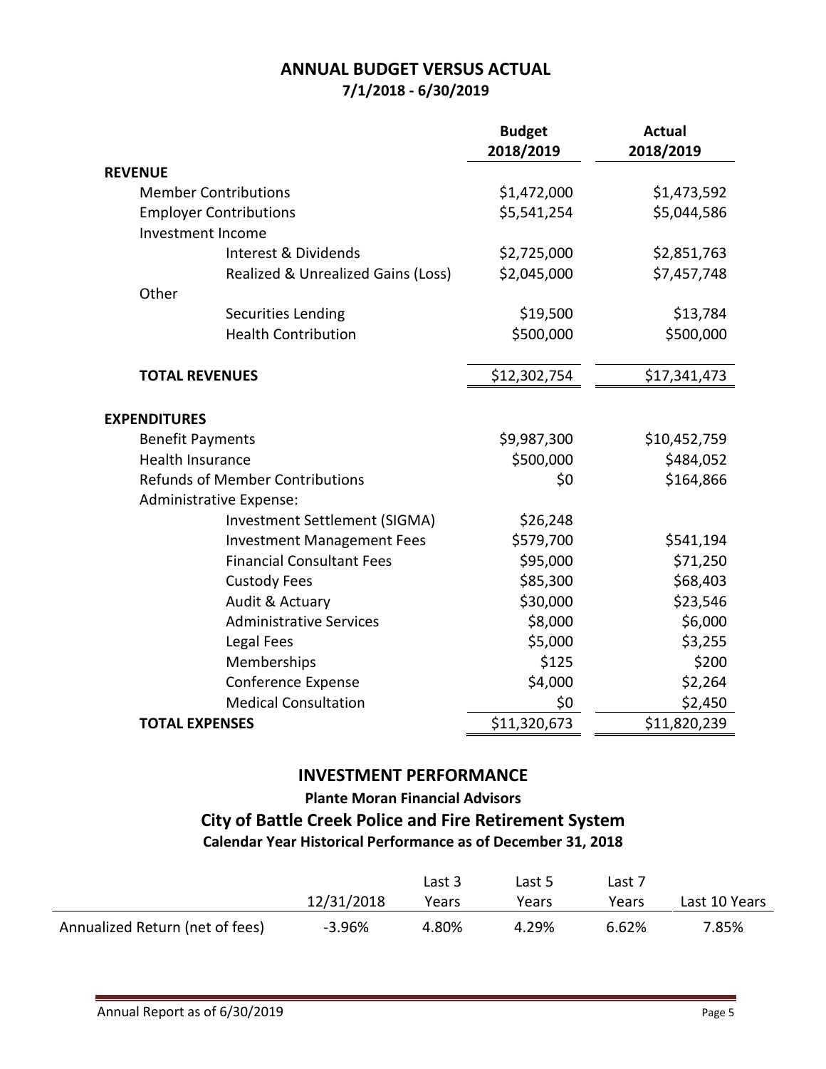## ANNUAL BUDGET VERSUS ACTUAL

**7/1/2018 - 6/30/2019**

| | Budget 2018/2019 | Actual 2018/2019 |
|---|---|---|
| **REVENUE** | | |
| Member Contributions | $1,472,000 | $1,473,592 |
| Employer Contributions | $5,541,254 | $5,044,586 |
| Investment Income | | |
| Interest & Dividends | $2,725,000 | $2,851,763 |
| Realized & Unrealized Gains (Loss) | $2,045,000 | $7,457,748 |
| Other | | |
| Securities Lending | $19,500 | $13,784 |
| Health Contribution | $500,000 | $500,000 |
| **TOTAL REVENUES** | $12,302,754 | $17,341,473 |
| **EXPENDITURES** | | |
| Benefit Payments | $9,987,300 | $10,452,759 |
| Health Insurance | $500,000 | $484,052 |
| Refunds of Member Contributions | $0 | $164,866 |
| Administrative Expense: | | |
| Investment Settlement (SIGMA) | $26,248 | |
| Investment Management Fees | $579,700 | $541,194 |
| Financial Consultant Fees | $95,000 | $71,250 |
| Custody Fees | $85,300 | $68,403 |
| Audit & Actuary | $30,000 | $23,546 |
| Administrative Services | $8,000 | $6,000 |
| Legal Fees | $5,000 | $3,255 |
| Memberships | $125 | $200 |
| Conference Expense | $4,000 | $2,264 |
| Medical Consultation | $0 | $2,450 |
| **TOTAL EXPENSES** | $11,320,673 | $11,820,239 |

## INVESTMENT PERFORMANCE

**Plante Moran Financial Advisors**

### City of Battle Creek Police and Fire Retirement System

**Calendar Year Historical Performance as of December 31, 2018**

| | 12/31/2018 | Last 3 Years | Last 5 Years | Last 7 Years | Last 10 Years |
|---|---|---|---|---|---|
| Annualized Return (net of fees) | -3.96% | 4.80% | 4.29% | 6.62% | 7.85% |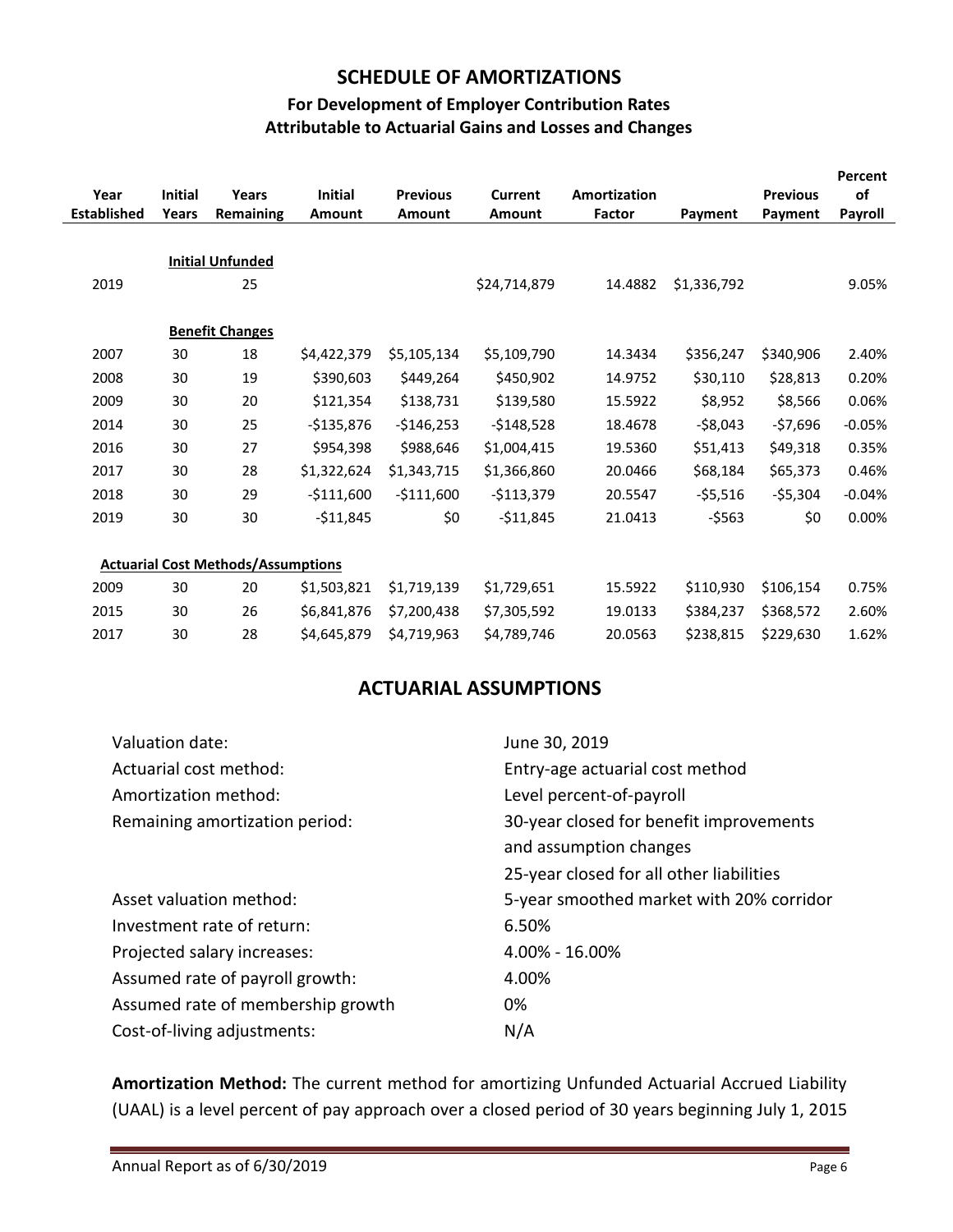## SCHEDULE OF AMORTIZATIONS

### For Development of Employer Contribution Rates Attributable to Actuarial Gains and Losses and Changes

| Year Established | Initial Years | Years Remaining | Initial Amount | Previous Amount | Current Amount | Amortization Factor | Payment | Previous Payment | Percent of Payroll |
|---|---|---|---|---|---|---|---|---|---|
| | | **Initial Unfunded** | | | | | | | |
| 2019 | | 25 | | | $24,714,879 | 14.4882 | $1,336,792 | | 9.05% |
| | | **Benefit Changes** | | | | | | | |
| 2007 | 30 | 18 | $4,422,379 | $5,105,134 | $5,109,790 | 14.3434 | $356,247 | $340,906 | 2.40% |
| 2008 | 30 | 19 | $390,603 | $449,264 | $450,902 | 14.9752 | $30,110 | $28,813 | 0.20% |
| 2009 | 30 | 20 | $121,354 | $138,731 | $139,580 | 15.5922 | $8,952 | $8,566 | 0.06% |
| 2014 | 30 | 25 | -$135,876 | -$146,253 | -$148,528 | 18.4678 | -$8,043 | -$7,696 | -0.05% |
| 2016 | 30 | 27 | $954,398 | $988,646 | $1,004,415 | 19.5360 | $51,413 | $49,318 | 0.35% |
| 2017 | 30 | 28 | $1,322,624 | $1,343,715 | $1,366,860 | 20.0466 | $68,184 | $65,373 | 0.46% |
| 2018 | 30 | 29 | -$111,600 | -$111,600 | -$113,379 | 20.5547 | -$5,516 | -$5,304 | -0.04% |
| 2019 | 30 | 30 | -$11,845 | $0 | -$11,845 | 21.0413 | -$563 | $0 | 0.00% |
| | **Actuarial Cost Methods/Assumptions** | | | | | | | | |
| 2009 | 30 | 20 | $1,503,821 | $1,719,139 | $1,729,651 | 15.5922 | $110,930 | $106,154 | 0.75% |
| 2015 | 30 | 26 | $6,841,876 | $7,200,438 | $7,305,592 | 19.0133 | $384,237 | $368,572 | 2.60% |
| 2017 | 30 | 28 | $4,645,879 | $4,719,963 | $4,789,746 | 20.0563 | $238,815 | $229,630 | 1.62% |

## ACTUARIAL ASSUMPTIONS

| | |
|---|---|
| Valuation date: | June 30, 2019 |
| Actuarial cost method: | Entry-age actuarial cost method |
| Amortization method: | Level percent-of-payroll |
| Remaining amortization period: | 30-year closed for benefit improvements and assumption changes<br>25-year closed for all other liabilities |
| Asset valuation method: | 5-year smoothed market with 20% corridor |
| Investment rate of return: | 6.50% |
| Projected salary increases: | 4.00% - 16.00% |
| Assumed rate of payroll growth: | 4.00% |
| Assumed rate of membership growth | 0% |
| Cost-of-living adjustments: | N/A |

**Amortization Method:** The current method for amortizing Unfunded Actuarial Accrued Liability (UAAL) is a level percent of pay approach over a closed period of 30 years beginning July 1, 2015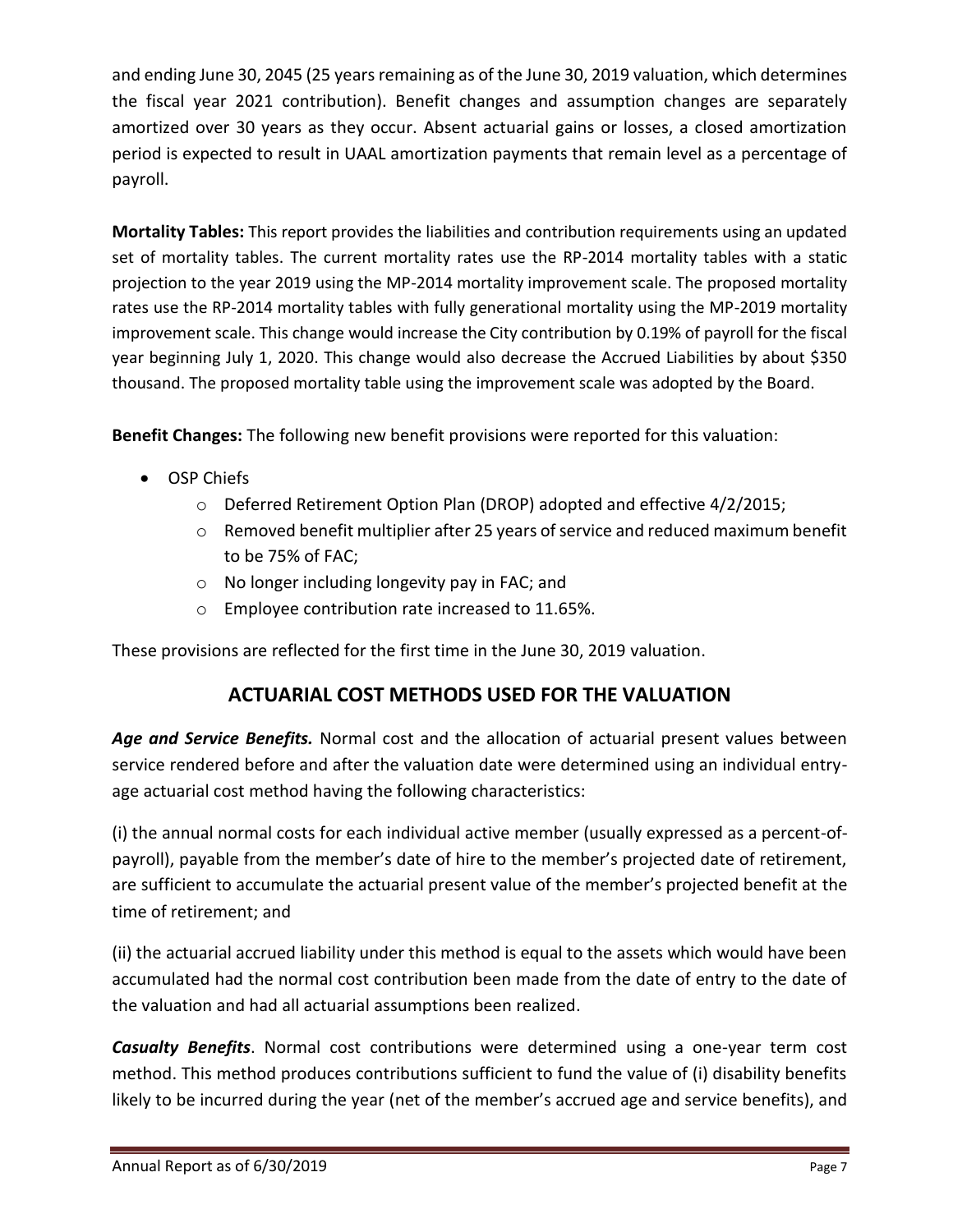and ending June 30, 2045 (25 years remaining as of the June 30, 2019 valuation, which determines the fiscal year 2021 contribution). Benefit changes and assumption changes are separately amortized over 30 years as they occur. Absent actuarial gains or losses, a closed amortization period is expected to result in UAAL amortization payments that remain level as a percentage of payroll.

**Mortality Tables:** This report provides the liabilities and contribution requirements using an updated set of mortality tables. The current mortality rates use the RP-2014 mortality tables with a static projection to the year 2019 using the MP-2014 mortality improvement scale. The proposed mortality rates use the RP-2014 mortality tables with fully generational mortality using the MP-2019 mortality improvement scale. This change would increase the City contribution by 0.19% of payroll for the fiscal year beginning July 1, 2020. This change would also decrease the Accrued Liabilities by about $350 thousand. The proposed mortality table using the improvement scale was adopted by the Board.

**Benefit Changes:** The following new benefit provisions were reported for this valuation:

- OSP Chiefs
  - Deferred Retirement Option Plan (DROP) adopted and effective 4/2/2015;
  - Removed benefit multiplier after 25 years of service and reduced maximum benefit to be 75% of FAC;
  - No longer including longevity pay in FAC; and
  - Employee contribution rate increased to 11.65%.

These provisions are reflected for the first time in the June 30, 2019 valuation.

## ACTUARIAL COST METHODS USED FOR THE VALUATION

***Age and Service Benefits.*** Normal cost and the allocation of actuarial present values between service rendered before and after the valuation date were determined using an individual entry-age actuarial cost method having the following characteristics:

(i) the annual normal costs for each individual active member (usually expressed as a percent-of-payroll), payable from the member's date of hire to the member's projected date of retirement, are sufficient to accumulate the actuarial present value of the member's projected benefit at the time of retirement; and

(ii) the actuarial accrued liability under this method is equal to the assets which would have been accumulated had the normal cost contribution been made from the date of entry to the date of the valuation and had all actuarial assumptions been realized.

***Casualty Benefits***. Normal cost contributions were determined using a one-year term cost method. This method produces contributions sufficient to fund the value of (i) disability benefits likely to be incurred during the year (net of the member's accrued age and service benefits), and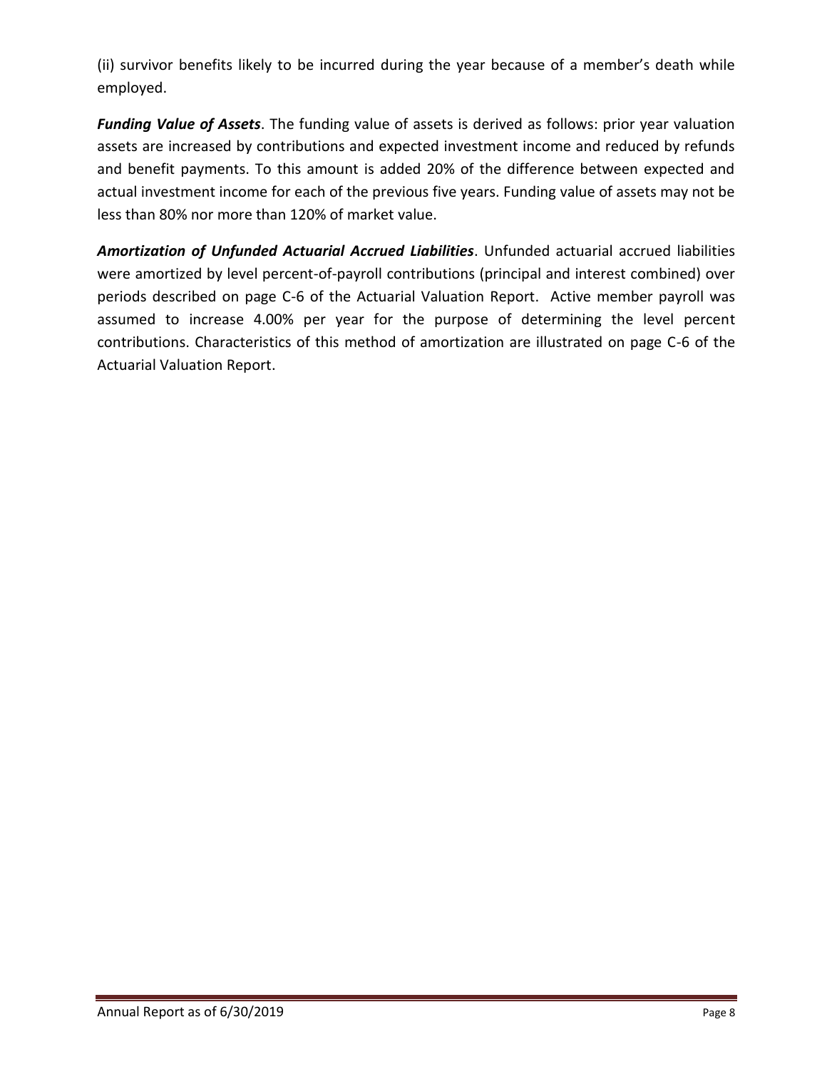(ii) survivor benefits likely to be incurred during the year because of a member's death while employed.

***Funding Value of Assets***. The funding value of assets is derived as follows: prior year valuation assets are increased by contributions and expected investment income and reduced by refunds and benefit payments. To this amount is added 20% of the difference between expected and actual investment income for each of the previous five years. Funding value of assets may not be less than 80% nor more than 120% of market value.

***Amortization of Unfunded Actuarial Accrued Liabilities***. Unfunded actuarial accrued liabilities were amortized by level percent-of-payroll contributions (principal and interest combined) over periods described on page C-6 of the Actuarial Valuation Report. Active member payroll was assumed to increase 4.00% per year for the purpose of determining the level percent contributions. Characteristics of this method of amortization are illustrated on page C-6 of the Actuarial Valuation Report.